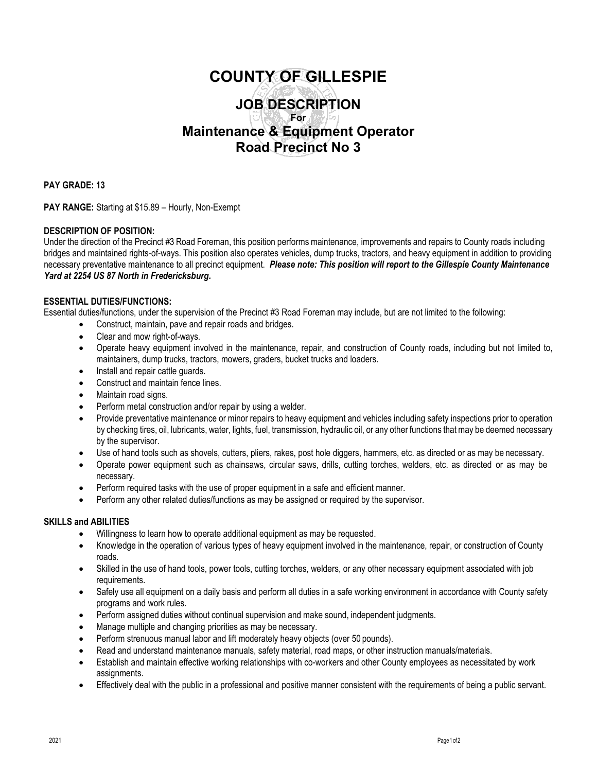# COUNTY OF GILLESPIE

## JOB DESCRIPTION

**For**

## Maintenance & Equipment Operator Road Precinct No 3

**PAY GRADE: 13**

**PAY RANGE:** Starting at $15.89 – Hourly, Non-Exempt

**DESCRIPTION OF POSITION:**

Under the direction of the Precinct #3 Road Foreman, this position performs maintenance, improvements and repairs to County roads including bridges and maintained rights-of-ways. This position also operates vehicles, dump trucks, tractors, and heavy equipment in addition to providing necessary preventative maintenance to all precinct equipment. ***Please note: This position will report to the Gillespie County Maintenance Yard at 2254 US 87 North in Fredericksburg.***

**ESSENTIAL DUTIES/FUNCTIONS:**

Essential duties/functions, under the supervision of the Precinct #3 Road Foreman may include, but are not limited to the following:

- Construct, maintain, pave and repair roads and bridges.
- Clear and mow right-of-ways.
- Operate heavy equipment involved in the maintenance, repair, and construction of County roads, including but not limited to, maintainers, dump trucks, tractors, mowers, graders, bucket trucks and loaders.
- Install and repair cattle guards.
- Construct and maintain fence lines.
- Maintain road signs.
- Perform metal construction and/or repair by using a welder.
- Provide preventative maintenance or minor repairs to heavy equipment and vehicles including safety inspections prior to operation by checking tires, oil, lubricants, water, lights, fuel, transmission, hydraulic oil, or any other functions that may be deemed necessary by the supervisor.
- Use of hand tools such as shovels, cutters, pliers, rakes, post hole diggers, hammers, etc. as directed or as may be necessary.
- Operate power equipment such as chainsaws, circular saws, drills, cutting torches, welders, etc. as directed or as may be necessary.
- Perform required tasks with the use of proper equipment in a safe and efficient manner.
- Perform any other related duties/functions as may be assigned or required by the supervisor.

**SKILLS and ABILITIES**

- Willingness to learn how to operate additional equipment as may be requested.
- Knowledge in the operation of various types of heavy equipment involved in the maintenance, repair, or construction of County roads.
- Skilled in the use of hand tools, power tools, cutting torches, welders, or any other necessary equipment associated with job requirements.
- Safely use all equipment on a daily basis and perform all duties in a safe working environment in accordance with County safety programs and work rules.
- Perform assigned duties without continual supervision and make sound, independent judgments.
- Manage multiple and changing priorities as may be necessary.
- Perform strenuous manual labor and lift moderately heavy objects (over 50 pounds).
- Read and understand maintenance manuals, safety material, road maps, or other instruction manuals/materials.
- Establish and maintain effective working relationships with co-workers and other County employees as necessitated by work assignments.
- Effectively deal with the public in a professional and positive manner consistent with the requirements of being a public servant.

2021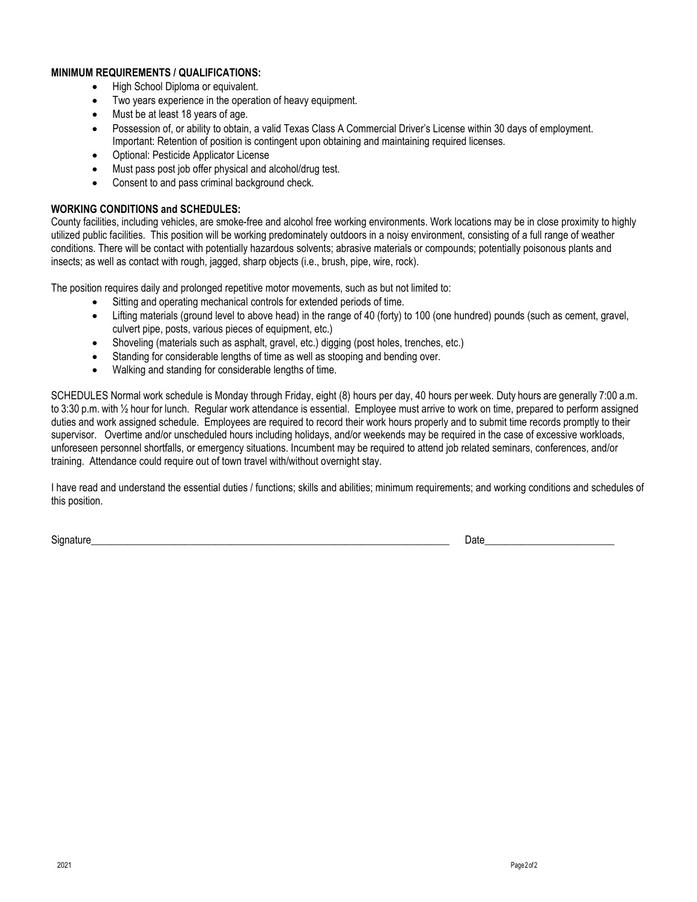**MINIMUM REQUIREMENTS / QUALIFICATIONS:**

- High School Diploma or equivalent.
- Two years experience in the operation of heavy equipment.
- Must be at least 18 years of age.
- Possession of, or ability to obtain, a valid Texas Class A Commercial Driver's License within 30 days of employment. Important: Retention of position is contingent upon obtaining and maintaining required licenses.
- Optional: Pesticide Applicator License
- Must pass post job offer physical and alcohol/drug test.
- Consent to and pass criminal background check.

**WORKING CONDITIONS and SCHEDULES:**

County facilities, including vehicles, are smoke-free and alcohol free working environments. Work locations may be in close proximity to highly utilized public facilities. This position will be working predominately outdoors in a noisy environment, consisting of a full range of weather conditions. There will be contact with potentially hazardous solvents; abrasive materials or compounds; potentially poisonous plants and insects; as well as contact with rough, jagged, sharp objects (i.e., brush, pipe, wire, rock).

The position requires daily and prolonged repetitive motor movements, such as but not limited to:

- Sitting and operating mechanical controls for extended periods of time.
- Lifting materials (ground level to above head) in the range of 40 (forty) to 100 (one hundred) pounds (such as cement, gravel, culvert pipe, posts, various pieces of equipment, etc.)
- Shoveling (materials such as asphalt, gravel, etc.) digging (post holes, trenches, etc.)
- Standing for considerable lengths of time as well as stooping and bending over.
- Walking and standing for considerable lengths of time.

SCHEDULES Normal work schedule is Monday through Friday, eight (8) hours per day, 40 hours per week. Duty hours are generally 7:00 a.m. to 3:30 p.m. with ½ hour for lunch. Regular work attendance is essential. Employee must arrive to work on time, prepared to perform assigned duties and work assigned schedule. Employees are required to record their work hours properly and to submit time records promptly to their supervisor. Overtime and/or unscheduled hours including holidays, and/or weekends may be required in the case of excessive workloads, unforeseen personnel shortfalls, or emergency situations. Incumbent may be required to attend job related seminars, conferences, and/or training. Attendance could require out of town travel with/without overnight stay.

I have read and understand the essential duties / functions; skills and abilities; minimum requirements; and working conditions and schedules of this position.

Signature________________________________________________________________________ Date_________________________

2021